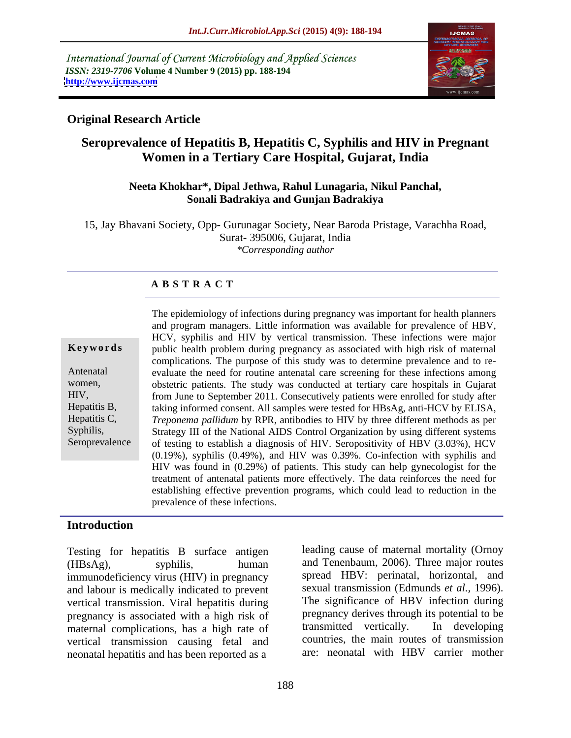International Journal of Current Microbiology and Applied Sciences
*ISSN: 2319-7706* **Volume 4 Number 9 (2015) pp. 188-194**
**http://www.ijcmas.com**

**Original Research Article**

# Seroprevalence of Hepatitis B, Hepatitis C, Syphilis and HIV in Pregnant Women in a Tertiary Care Hospital, Gujarat, India

**Neeta Khokhar\*, Dipal Jethwa, Rahul Lunagaria, Nikul Panchal, Sonali Badrakiya and Gunjan Badrakiya**

15, Jay Bhavani Society, Opp- Gurunagar Society, Near Baroda Pristage, Varachha Road, Surat- 395006, Gujarat, India

*\*Corresponding author*

## A B S T R A C T

**Keywords**

Antenatal women, HIV, Hepatitis B, Hepatitis C, Syphilis, Seroprevalence

The epidemiology of infections during pregnancy was important for health planners and program managers. Little information was available for prevalence of HBV, HCV, syphilis and HIV by vertical transmission. These infections were major public health problem during pregnancy as associated with high risk of maternal complications. The purpose of this study was to determine prevalence and to re-evaluate the need for routine antenatal care screening for these infections among obstetric patients. The study was conducted at tertiary care hospitals in Gujarat from June to September 2011. Consecutively patients were enrolled for study after taking informed consent. All samples were tested for HBsAg, anti-HCV by ELISA, *Treponema pallidum* by RPR, antibodies to HIV by three different methods as per Strategy III of the National AIDS Control Organization by using different systems of testing to establish a diagnosis of HIV. Seropositivity of HBV (3.03%), HCV (0.19%), syphilis (0.49%), and HIV was 0.39%. Co-infection with syphilis and HIV was found in (0.29%) of patients. This study can help gynecologist for the treatment of antenatal patients more effectively. The data reinforces the need for establishing effective prevention programs, which could lead to reduction in the prevalence of these infections.

## Introduction

Testing for hepatitis B surface antigen (HBsAg), syphilis, human immunodeficiency virus (HIV) in pregnancy and labour is medically indicated to prevent vertical transmission. Viral hepatitis during pregnancy is associated with a high risk of maternal complications, has a high rate of vertical transmission causing fetal and neonatal hepatitis and has been reported as a leading cause of maternal mortality (Ornoy and Tenenbaum, 2006). Three major routes spread HBV: perinatal, horizontal, and sexual transmission (Edmunds *et al.,* 1996). The significance of HBV infection during pregnancy derives through its potential to be transmitted vertically. In developing countries, the main routes of transmission are: neonatal with HBV carrier mother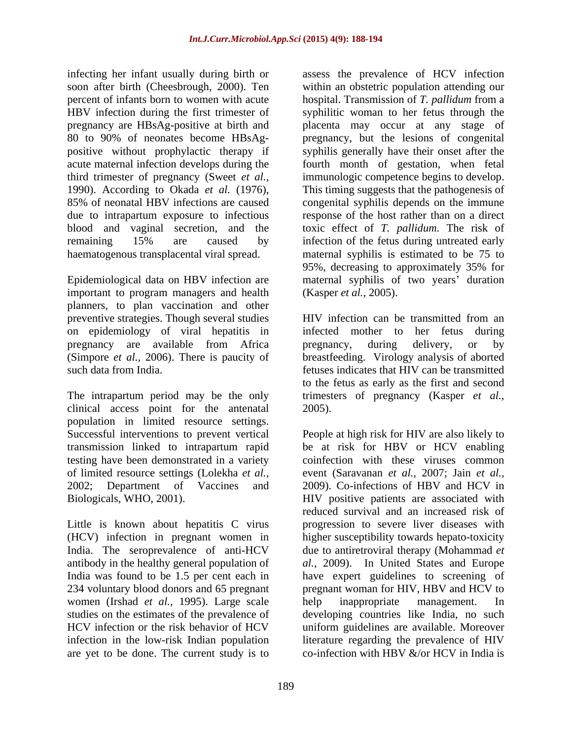infecting her infant usually during birth or soon after birth (Cheesbrough, 2000). Ten percent of infants born to women with acute HBV infection during the first trimester of pregnancy are HBsAg-positive at birth and 80 to 90% of neonates become HBsAg-positive without prophylactic therapy if acute maternal infection develops during the third trimester of pregnancy (Sweet *et al.,* 1990). According to Okada *et al.* (1976), 85% of neonatal HBV infections are caused due to intrapartum exposure to infectious blood and vaginal secretion, and the remaining 15% are caused by haematogenous transplacental viral spread.

Epidemiological data on HBV infection are important to program managers and health planners, to plan vaccination and other preventive strategies. Though several studies on epidemiology of viral hepatitis in pregnancy are available from Africa (Simpore *et al.,* 2006). There is paucity of such data from India.

The intrapartum period may be the only clinical access point for the antenatal population in limited resource settings. Successful interventions to prevent vertical transmission linked to intrapartum rapid testing have been demonstrated in a variety of limited resource settings (Lolekha *et al.,* 2002; Department of Vaccines and Biologicals, WHO, 2001).

Little is known about hepatitis C virus (HCV) infection in pregnant women in India. The seroprevalence of anti-HCV antibody in the healthy general population of India was found to be 1.5 per cent each in 234 voluntary blood donors and 65 pregnant women (Irshad *et al.,* 1995). Large scale studies on the estimates of the prevalence of HCV infection or the risk behavior of HCV infection in the low-risk Indian population are yet to be done. The current study is to assess the prevalence of HCV infection within an obstetric population attending our hospital. Transmission of *T. pallidum* from a syphilitic woman to her fetus through the placenta may occur at any stage of pregnancy, but the lesions of congenital syphilis generally have their onset after the fourth month of gestation, when fetal immunologic competence begins to develop. This timing suggests that the pathogenesis of congenital syphilis depends on the immune response of the host rather than on a direct toxic effect of *T. pallidum.* The risk of infection of the fetus during untreated early maternal syphilis is estimated to be 75 to 95%, decreasing to approximately 35% for maternal syphilis of two years' duration (Kasper *et al.,* 2005).

HIV infection can be transmitted from an infected mother to her fetus during pregnancy, during delivery, or by breastfeeding. Virology analysis of aborted fetuses indicates that HIV can be transmitted to the fetus as early as the first and second trimesters of pregnancy (Kasper *et al.,* 2005).

People at high risk for HIV are also likely to be at risk for HBV or HCV enabling coinfection with these viruses common event (Saravanan *et al.,* 2007; Jain *et al.,* 2009). Co-infections of HBV and HCV in HIV positive patients are associated with reduced survival and an increased risk of progression to severe liver diseases with higher susceptibility towards hepato-toxicity due to antiretroviral therapy (Mohammad *et al.,* 2009). In United States and Europe have expert guidelines to screening of pregnant woman for HIV, HBV and HCV to help inappropriate management. In developing countries like India, no such uniform guidelines are available. Moreover literature regarding the prevalence of HIV co-infection with HBV &/or HCV in India is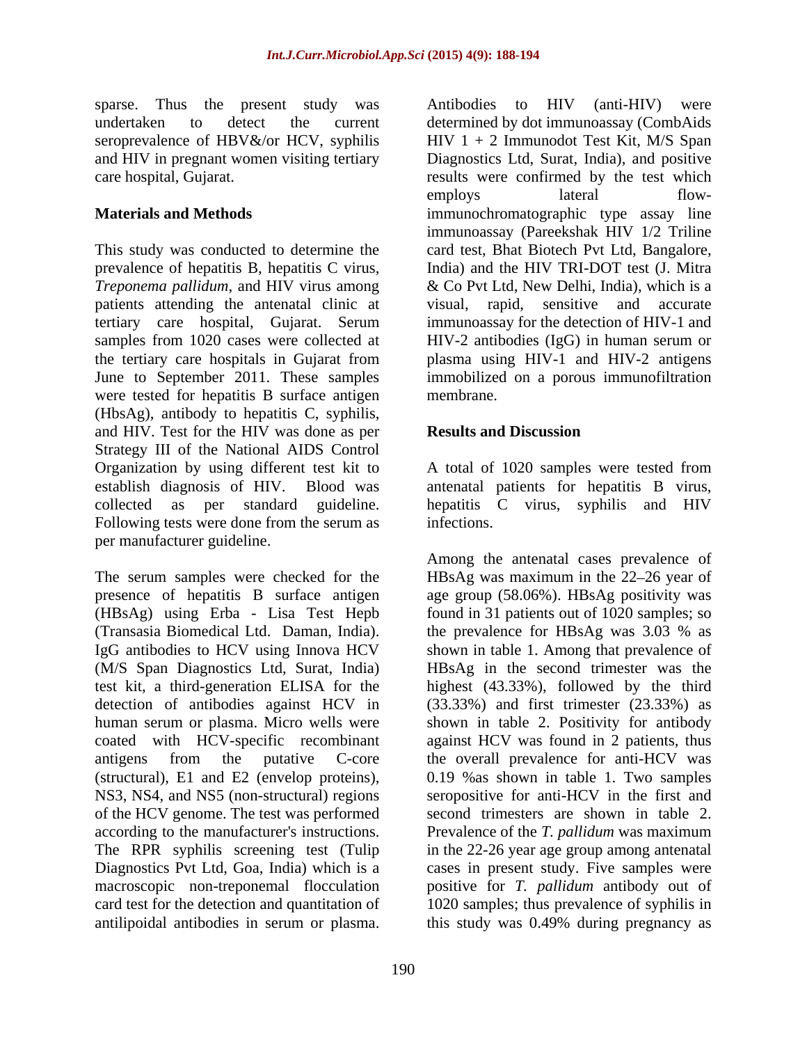sparse. Thus the present study was undertaken to detect the current seroprevalence of HBV&/or HCV, syphilis and HIV in pregnant women visiting tertiary care hospital, Gujarat.

## Materials and Methods

This study was conducted to determine the prevalence of hepatitis B, hepatitis C virus, *Treponema pallidum*, and HIV virus among patients attending the antenatal clinic at tertiary care hospital, Gujarat. Serum samples from 1020 cases were collected at the tertiary care hospitals in Gujarat from June to September 2011. These samples were tested for hepatitis B surface antigen (HbsAg), antibody to hepatitis C, syphilis, and HIV. Test for the HIV was done as per Strategy III of the National AIDS Control Organization by using different test kit to establish diagnosis of HIV. Blood was collected as per standard guideline. Following tests were done from the serum as per manufacturer guideline.

The serum samples were checked for the presence of hepatitis B surface antigen (HBsAg) using Erba - Lisa Test Hepb (Transasia Biomedical Ltd. Daman, India). IgG antibodies to HCV using Innova HCV (M/S Span Diagnostics Ltd, Surat, India) test kit, a third-generation ELISA for the detection of antibodies against HCV in human serum or plasma. Micro wells were coated with HCV-specific recombinant antigens from the putative C-core (structural), E1 and E2 (envelop proteins), NS3, NS4, and NS5 (non-structural) regions of the HCV genome. The test was performed according to the manufacturer's instructions. The RPR syphilis screening test (Tulip Diagnostics Pvt Ltd, Goa, India) which is a macroscopic non-treponemal flocculation card test for the detection and quantitation of antilipoidal antibodies in serum or plasma. Antibodies to HIV (anti-HIV) were determined by dot immunoassay (CombAids HIV 1 + 2 Immunodot Test Kit, M/S Span Diagnostics Ltd, Surat, India), and positive results were confirmed by the test which employs lateral flow-immunochromatographic type assay line immunoassay (Pareekshak HIV 1/2 Triline card test, Bhat Biotech Pvt Ltd, Bangalore, India) and the HIV TRI-DOT test (J. Mitra & Co Pvt Ltd, New Delhi, India), which is a visual, rapid, sensitive and accurate immunoassay for the detection of HIV-1 and HIV-2 antibodies (IgG) in human serum or plasma using HIV-1 and HIV-2 antigens immobilized on a porous immunofiltration membrane.

## Results and Discussion

A total of 1020 samples were tested from antenatal patients for hepatitis B virus, hepatitis C virus, syphilis and HIV infections.

Among the antenatal cases prevalence of HBsAg was maximum in the 22–26 year of age group (58.06%). HBsAg positivity was found in 31 patients out of 1020 samples; so the prevalence for HBsAg was 3.03 % as shown in table 1. Among that prevalence of HBsAg in the second trimester was the highest (43.33%), followed by the third (33.33%) and first trimester (23.33%) as shown in table 2. Positivity for antibody against HCV was found in 2 patients, thus the overall prevalence for anti-HCV was 0.19 %as shown in table 1. Two samples seropositive for anti-HCV in the first and second trimesters are shown in table 2. Prevalence of the *T. pallidum* was maximum in the 22-26 year age group among antenatal cases in present study. Five samples were positive for *T. pallidum* antibody out of 1020 samples; thus prevalence of syphilis in this study was 0.49% during pregnancy as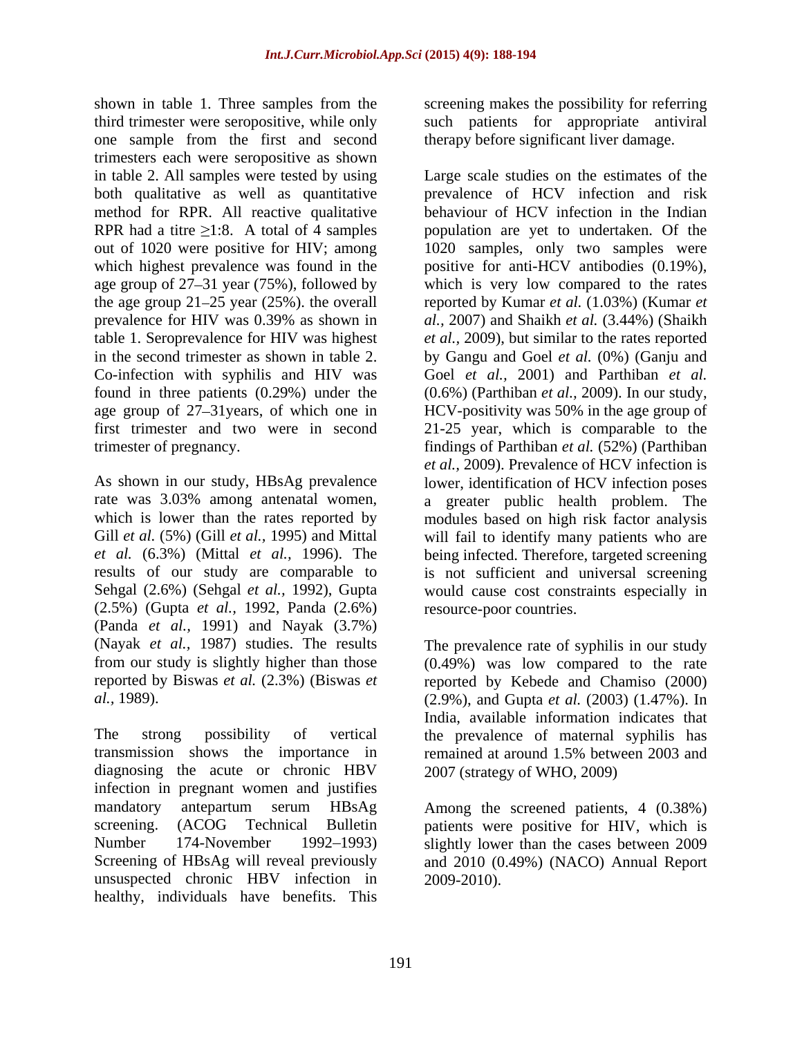shown in table 1. Three samples from the third trimester were seropositive, while only one sample from the first and second trimesters each were seropositive as shown in table 2. All samples were tested by using both qualitative as well as quantitative method for RPR. All reactive qualitative RPR had a titre ≥1:8. A total of 4 samples out of 1020 were positive for HIV; among which highest prevalence was found in the age group of 27–31 year (75%), followed by the age group 21–25 year (25%). the overall prevalence for HIV was 0.39% as shown in table 1. Seroprevalence for HIV was highest in the second trimester as shown in table 2. Co-infection with syphilis and HIV was found in three patients (0.29%) under the age group of 27–31years, of which one in first trimester and two were in second trimester of pregnancy.

As shown in our study, HBsAg prevalence rate was 3.03% among antenatal women, which is lower than the rates reported by Gill *et al.* (5%) (Gill *et al.*, 1995) and Mittal *et al.* (6.3%) (Mittal *et al.*, 1996). The results of our study are comparable to Sehgal (2.6%) (Sehgal *et al.*, 1992), Gupta (2.5%) (Gupta *et al.*, 1992, Panda (2.6%) (Panda *et al.*, 1991) and Nayak (3.7%) (Nayak *et al.*, 1987) studies. The results from our study is slightly higher than those reported by Biswas *et al.* (2.3%) (Biswas *et al.*, 1989).

The strong possibility of vertical transmission shows the importance in diagnosing the acute or chronic HBV infection in pregnant women and justifies mandatory antepartum serum HBsAg screening. (ACOG Technical Bulletin Number 174-November 1992–1993) Screening of HBsAg will reveal previously unsuspected chronic HBV infection in healthy, individuals have benefits. This screening makes the possibility for referring such patients for appropriate antiviral therapy before significant liver damage.

Large scale studies on the estimates of the prevalence of HCV infection and risk behaviour of HCV infection in the Indian population are yet to undertaken. Of the 1020 samples, only two samples were positive for anti-HCV antibodies (0.19%), which is very low compared to the rates reported by Kumar *et al.* (1.03%) (Kumar *et al.*, 2007) and Shaikh *et al.* (3.44%) (Shaikh *et al.*, 2009), but similar to the rates reported by Gangu and Goel *et al.* (0%) (Ganju and Goel *et al.*, 2001) and Parthiban *et al.* (0.6%) (Parthiban *et al.*, 2009). In our study, HCV-positivity was 50% in the age group of 21-25 year, which is comparable to the findings of Parthiban *et al.* (52%) (Parthiban *et al.*, 2009). Prevalence of HCV infection is lower, identification of HCV infection poses a greater public health problem. The modules based on high risk factor analysis will fail to identify many patients who are being infected. Therefore, targeted screening is not sufficient and universal screening would cause cost constraints especially in resource-poor countries.

The prevalence rate of syphilis in our study (0.49%) was low compared to the rate reported by Kebede and Chamiso (2000) (2.9%), and Gupta *et al.* (2003) (1.47%). In India, available information indicates that the prevalence of maternal syphilis has remained at around 1.5% between 2003 and 2007 (strategy of WHO, 2009)

Among the screened patients, 4 (0.38%) patients were positive for HIV, which is slightly lower than the cases between 2009 and 2010 (0.49%) (NACO) Annual Report 2009-2010).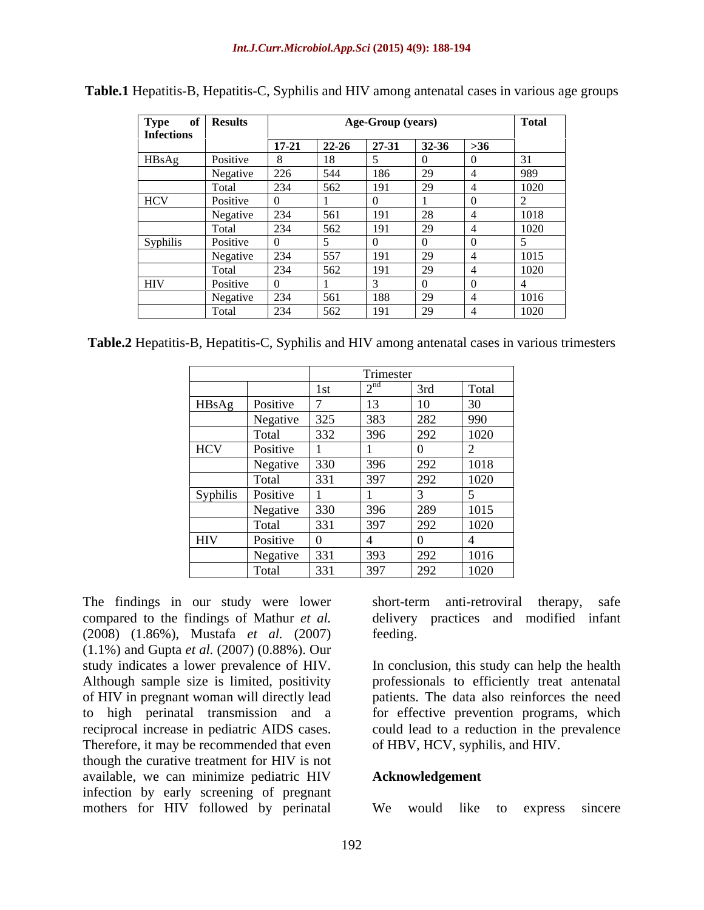**Table.1** Hepatitis-B, Hepatitis-C, Syphilis and HIV among antenatal cases in various age groups

| Type of Infections | Results | Age-Group (years) | | | | | Total |
|---|---|---|---|---|---|---|---|
| | | 17-21 | 22-26 | 27-31 | 32-36 | >36 | |
| HBsAg | Positive | 8 | 18 | 5 | 0 | 0 | 31 |
| | Negative | 226 | 544 | 186 | 29 | 4 | 989 |
| | Total | 234 | 562 | 191 | 29 | 4 | 1020 |
| HCV | Positive | 0 | 1 | 0 | 1 | 0 | 2 |
| | Negative | 234 | 561 | 191 | 28 | 4 | 1018 |
| | Total | 234 | 562 | 191 | 29 | 4 | 1020 |
| Syphilis | Positive | 0 | 5 | 0 | 0 | 0 | 5 |
| | Negative | 234 | 557 | 191 | 29 | 4 | 1015 |
| | Total | 234 | 562 | 191 | 29 | 4 | 1020 |
| HIV | Positive | 0 | 1 | 3 | 0 | 0 | 4 |
| | Negative | 234 | 561 | 188 | 29 | 4 | 1016 |
| | Total | 234 | 562 | 191 | 29 | 4 | 1020 |

**Table.2** Hepatitis-B, Hepatitis-C, Syphilis and HIV among antenatal cases in various trimesters

| | | Trimester | | | |
|---|---|---|---|---|---|
| | | 1st | 2nd | 3rd | Total |
| HBsAg | Positive | 7 | 13 | 10 | 30 |
| | Negative | 325 | 383 | 282 | 990 |
| | Total | 332 | 396 | 292 | 1020 |
| HCV | Positive | 1 | 1 | 0 | 2 |
| | Negative | 330 | 396 | 292 | 1018 |
| | Total | 331 | 397 | 292 | 1020 |
| Syphilis | Positive | 1 | 1 | 3 | 5 |
| | Negative | 330 | 396 | 289 | 1015 |
| | Total | 331 | 397 | 292 | 1020 |
| HIV | Positive | 0 | 4 | 0 | 4 |
| | Negative | 331 | 393 | 292 | 1016 |
| | Total | 331 | 397 | 292 | 1020 |

The findings in our study were lower compared to the findings of Mathur *et al.* (2008) (1.86%), Mustafa *et al.* (2007) (1.1%) and Gupta *et al.* (2007) (0.88%). Our study indicates a lower prevalence of HIV. Although sample size is limited, positivity of HIV in pregnant woman will directly lead to high perinatal transmission and a reciprocal increase in pediatric AIDS cases. Therefore, it may be recommended that even though the curative treatment for HIV is not available, we can minimize pediatric HIV infection by early screening of pregnant mothers for HIV followed by perinatal short-term anti-retroviral therapy, safe delivery practices and modified infant feeding.

In conclusion, this study can help the health professionals to efficiently treat antenatal patients. The data also reinforces the need for effective prevention programs, which could lead to a reduction in the prevalence of HBV, HCV, syphilis, and HIV.

## Acknowledgement

We would like to express sincere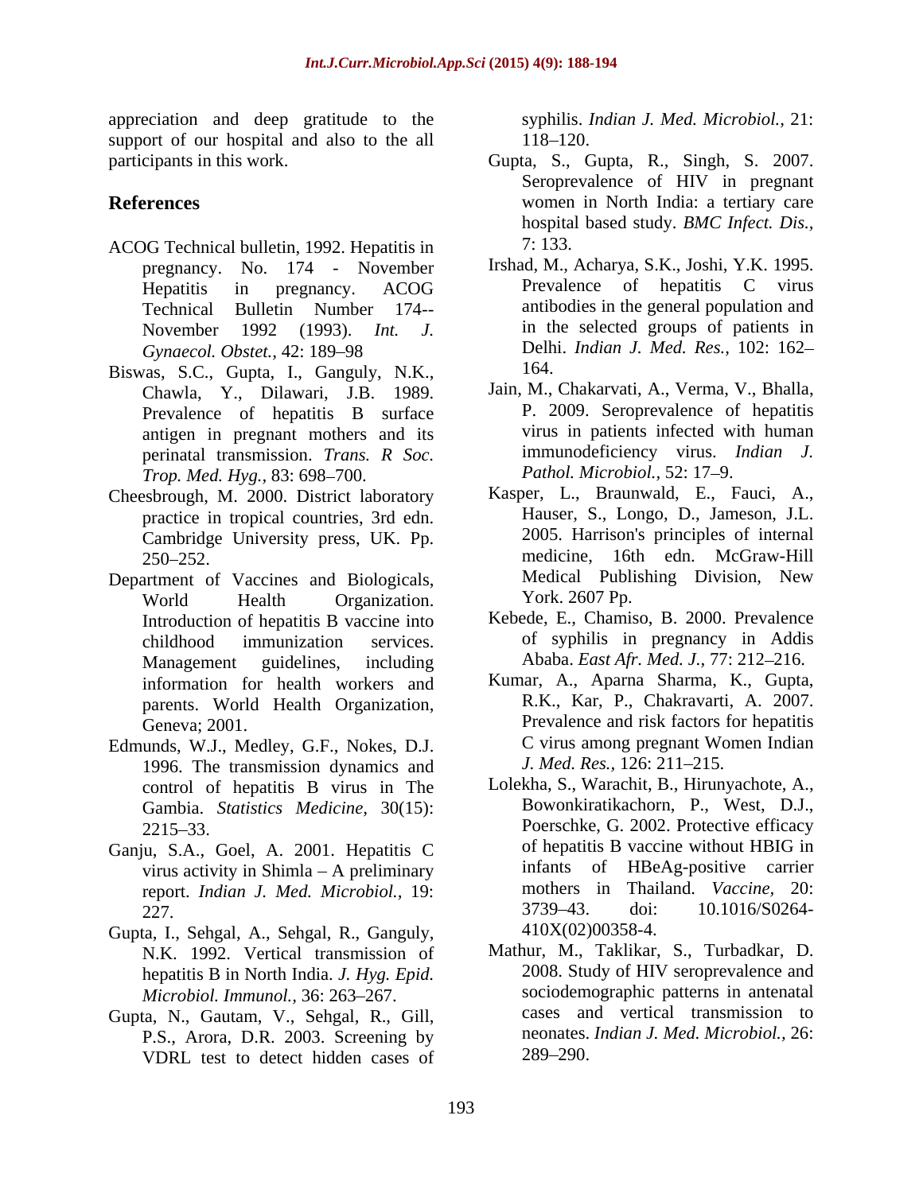appreciation and deep gratitude to the support of our hospital and also to the all participants in this work.

## References

ACOG Technical bulletin, 1992. Hepatitis in pregnancy. No. 174 - November Hepatitis in pregnancy. ACOG Technical Bulletin Number 174-- November 1992 (1993). *Int. J. Gynaecol. Obstet.*, 42: 189–98

Biswas, S.C., Gupta, I., Ganguly, N.K., Chawla, Y., Dilawari, J.B. 1989. Prevalence of hepatitis B surface antigen in pregnant mothers and its perinatal transmission. *Trans. R Soc. Trop. Med. Hyg.*, 83: 698–700.

Cheesbrough, M. 2000. District laboratory practice in tropical countries, 3rd edn. Cambridge University press, UK. Pp. 250–252.

Department of Vaccines and Biologicals, World Health Organization. Introduction of hepatitis B vaccine into childhood immunization services. Management guidelines, including information for health workers and parents. World Health Organization, Geneva; 2001.

Edmunds, W.J., Medley, G.F., Nokes, D.J. 1996. The transmission dynamics and control of hepatitis B virus in The Gambia. *Statistics Medicine*, 30(15): 2215–33.

Ganju, S.A., Goel, A. 2001. Hepatitis C virus activity in Shimla – A preliminary report. *Indian J. Med. Microbiol.*, 19: 227.

Gupta, I., Sehgal, A., Sehgal, R., Ganguly, N.K. 1992. Vertical transmission of hepatitis B in North India. *J. Hyg. Epid. Microbiol. Immunol.*, 36: 263–267.

Gupta, N., Gautam, V., Sehgal, R., Gill, P.S., Arora, D.R. 2003. Screening by VDRL test to detect hidden cases of syphilis. *Indian J. Med. Microbiol.*, 21: 118–120.

Gupta, S., Gupta, R., Singh, S. 2007. Seroprevalence of HIV in pregnant women in North India: a tertiary care hospital based study. *BMC Infect. Dis.*, 7: 133.

Irshad, M., Acharya, S.K., Joshi, Y.K. 1995. Prevalence of hepatitis C virus antibodies in the general population and in the selected groups of patients in Delhi. *Indian J. Med. Res.*, 102: 162–164.

Jain, M., Chakarvati, A., Verma, V., Bhalla, P. 2009. Seroprevalence of hepatitis virus in patients infected with human immunodeficiency virus. *Indian J. Pathol. Microbiol.*, 52: 17–9.

Kasper, L., Braunwald, E., Fauci, A., Hauser, S., Longo, D., Jameson, J.L. 2005. Harrison's principles of internal medicine, 16th edn. McGraw-Hill Medical Publishing Division, New York. 2607 Pp.

Kebede, E., Chamiso, B. 2000. Prevalence of syphilis in pregnancy in Addis Ababa. *East Afr. Med. J.*, 77: 212–216.

Kumar, A., Aparna Sharma, K., Gupta, R.K., Kar, P., Chakravarti, A. 2007. Prevalence and risk factors for hepatitis C virus among pregnant Women Indian *J. Med. Res.*, 126: 211–215.

Lolekha, S., Warachit, B., Hirunyachote, A., Bowonkiratikachorn, P., West, D.J., Poerschke, G. 2002. Protective efficacy of hepatitis B vaccine without HBIG in infants of HBeAg-positive carrier mothers in Thailand. *Vaccine*, 20: 3739–43. doi: 10.1016/S0264-410X(02)00358-4.

Mathur, M., Taklikar, S., Turbadkar, D. 2008. Study of HIV seroprevalence and sociodemographic patterns in antenatal cases and vertical transmission to neonates. *Indian J. Med. Microbiol.*, 26: 289–290.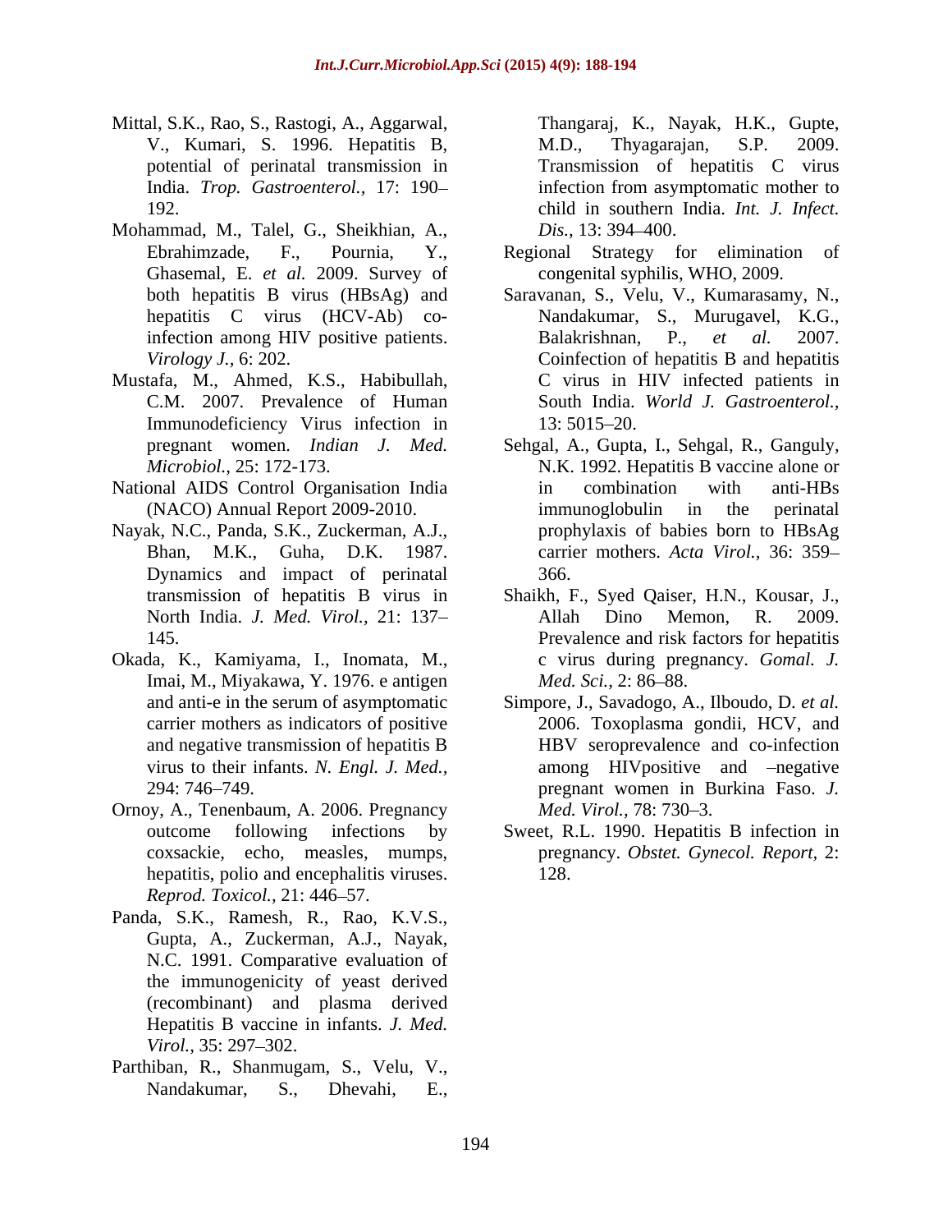Mittal, S.K., Rao, S., Rastogi, A., Aggarwal, V., Kumari, S. 1996. Hepatitis B, potential of perinatal transmission in India. *Trop. Gastroenterol.,* 17: 190–192.

Mohammad, M., Talel, G., Sheikhian, A., Ebrahimzade, F., Pournia, Y., Ghasemal, E. *et al.* 2009. Survey of both hepatitis B virus (HBsAg) and hepatitis C virus (HCV-Ab) co-infection among HIV positive patients. *Virology J.,* 6: 202.

Mustafa, M., Ahmed, K.S., Habibullah, C.M. 2007. Prevalence of Human Immunodeficiency Virus infection in pregnant women. *Indian J. Med. Microbiol.,* 25: 172-173.

National AIDS Control Organisation India (NACO) Annual Report 2009-2010.

Nayak, N.C., Panda, S.K., Zuckerman, A.J., Bhan, M.K., Guha, D.K. 1987. Dynamics and impact of perinatal transmission of hepatitis B virus in North India. *J. Med. Virol.,* 21: 137–145.

Okada, K., Kamiyama, I., Inomata, M., Imai, M., Miyakawa, Y. 1976. e antigen and anti-e in the serum of asymptomatic carrier mothers as indicators of positive and negative transmission of hepatitis B virus to their infants. *N. Engl. J. Med.,* 294: 746–749.

Ornoy, A., Tenenbaum, A. 2006. Pregnancy outcome following infections by coxsackie, echo, measles, mumps, hepatitis, polio and encephalitis viruses. *Reprod. Toxicol.,* 21: 446–57.

Panda, S.K., Ramesh, R., Rao, K.V.S., Gupta, A., Zuckerman, A.J., Nayak, N.C. 1991. Comparative evaluation of the immunogenicity of yeast derived (recombinant) and plasma derived Hepatitis B vaccine in infants. *J. Med. Virol.,* 35: 297–302.

Parthiban, R., Shanmugam, S., Velu, V., Nandakumar, S., Dhevahi, E., Thangaraj, K., Nayak, H.K., Gupte, M.D., Thyagarajan, S.P. 2009. Transmission of hepatitis C virus infection from asymptomatic mother to child in southern India. *Int. J. Infect. Dis.,* 13: 394–400.

Regional Strategy for elimination of congenital syphilis, WHO, 2009.

Saravanan, S., Velu, V., Kumarasamy, N., Nandakumar, S., Murugavel, K.G., Balakrishnan, P., *et al.* 2007. Coinfection of hepatitis B and hepatitis C virus in HIV infected patients in South India. *World J. Gastroenterol.,* 13: 5015–20.

Sehgal, A., Gupta, I., Sehgal, R., Ganguly, N.K. 1992. Hepatitis B vaccine alone or in combination with anti-HBs immunoglobulin in the perinatal prophylaxis of babies born to HBsAg carrier mothers. *Acta Virol.,* 36: 359–366.

Shaikh, F., Syed Qaiser, H.N., Kousar, J., Allah Dino Memon, R. 2009. Prevalence and risk factors for hepatitis c virus during pregnancy. *Gomal. J. Med. Sci.,* 2: 86–88.

Simpore, J., Savadogo, A., Ilboudo, D. *et al.* 2006. Toxoplasma gondii, HCV, and HBV seroprevalence and co-infection among HIVpositive and –negative pregnant women in Burkina Faso. *J. Med. Virol.,* 78: 730–3.

Sweet, R.L. 1990. Hepatitis B infection in pregnancy. *Obstet. Gynecol. Report,* 2: 128.